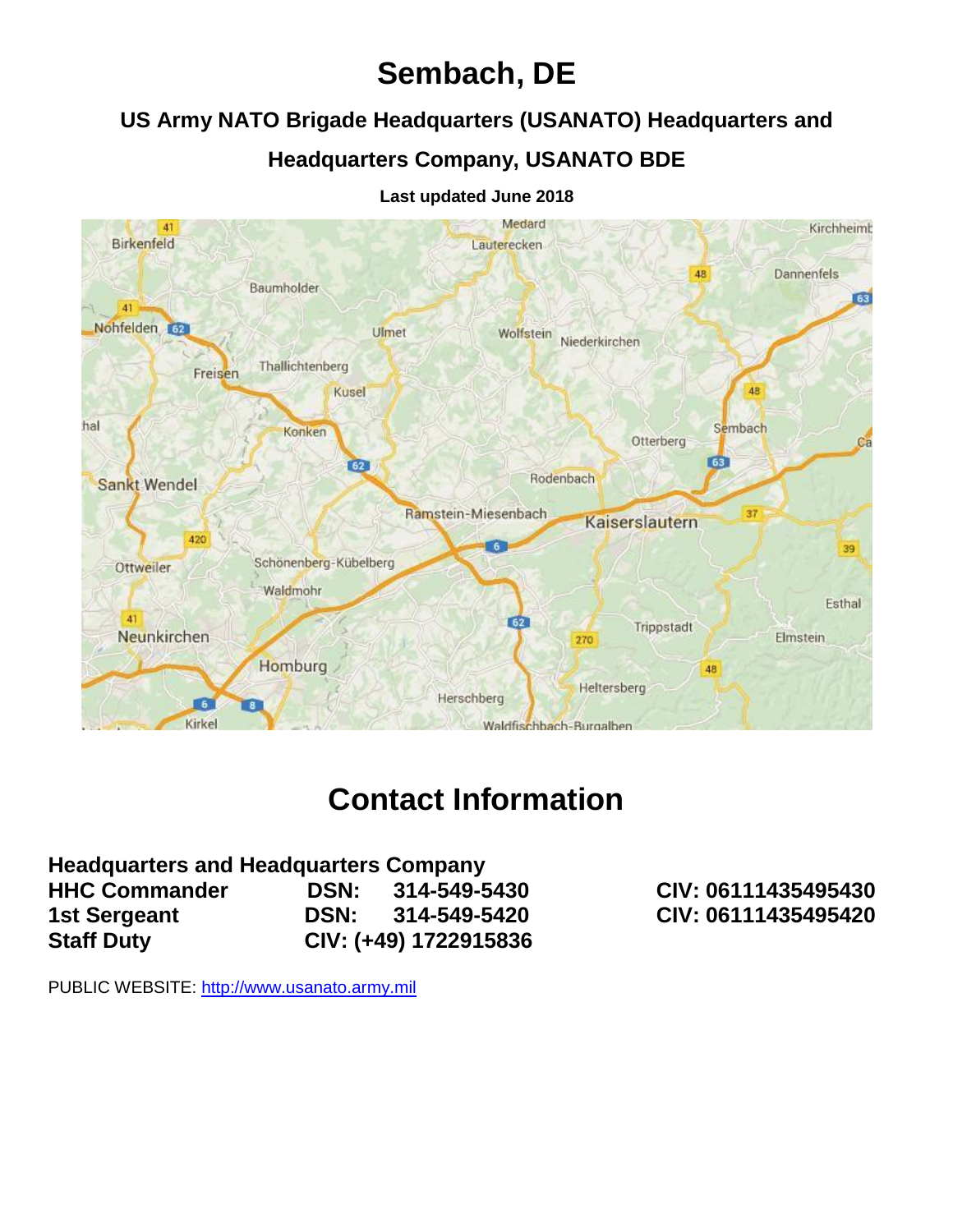# Sembach, DE

## US Army NATO Brigade Headquarters (USANATO) Headquarters and Headquarters Company, USANATO BDE

**Last updated June 2018**

# Contact Information

**Headquarters and Headquarters Company**

| | | |
|---|---|---|
| **HHC Commander** | **DSN: 314-549-5430** | **CIV: 06111435495430** |
| **1st Sergeant** | **DSN: 314-549-5420** | **CIV: 06111435495420** |
| **Staff Duty** | **CIV: (+49) 1722915836** | |

PUBLIC WEBSITE: http://www.usanato.army.mil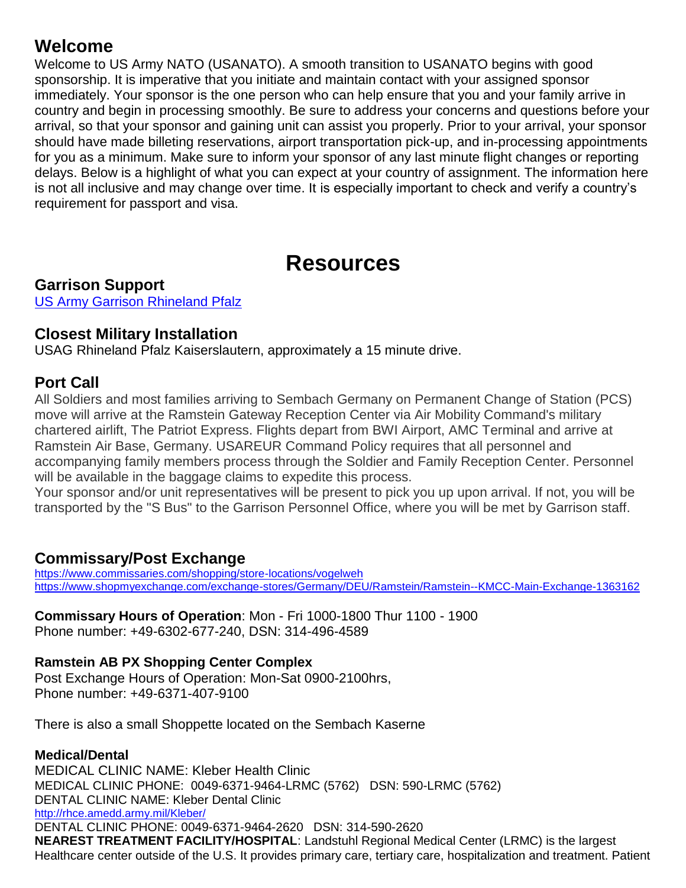## Welcome

Welcome to US Army NATO (USANATO). A smooth transition to USANATO begins with good sponsorship. It is imperative that you initiate and maintain contact with your assigned sponsor immediately. Your sponsor is the one person who can help ensure that you and your family arrive in country and begin in processing smoothly. Be sure to address your concerns and questions before your arrival, so that your sponsor and gaining unit can assist you properly. Prior to your arrival, your sponsor should have made billeting reservations, airport transportation pick-up, and in-processing appointments for you as a minimum. Make sure to inform your sponsor of any last minute flight changes or reporting delays. Below is a highlight of what you can expect at your country of assignment. The information here is not all inclusive and may change over time. It is especially important to check and verify a country's requirement for passport and visa.

# Resources

## Garrison Support

[US Army Garrison Rhineland Pfalz]

## Closest Military Installation

USAG Rhineland Pfalz Kaiserslautern, approximately a 15 minute drive.

## Port Call

All Soldiers and most families arriving to Sembach Germany on Permanent Change of Station (PCS) move will arrive at the Ramstein Gateway Reception Center via Air Mobility Command's military chartered airlift, The Patriot Express. Flights depart from BWI Airport, AMC Terminal and arrive at Ramstein Air Base, Germany. USAREUR Command Policy requires that all personnel and accompanying family members process through the Soldier and Family Reception Center. Personnel will be available in the baggage claims to expedite this process.

Your sponsor and/or unit representatives will be present to pick you up upon arrival. If not, you will be transported by the "S Bus" to the Garrison Personnel Office, where you will be met by Garrison staff.

## Commissary/Post Exchange

https://www.commissaries.com/shopping/store-locations/vogelweh
https://www.shopmyexchange.com/exchange-stores/Germany/DEU/Ramstein/Ramstein--KMCC-Main-Exchange-1363162

**Commissary Hours of Operation**: Mon - Fri 1000-1800 Thur 1100 - 1900
Phone number: +49-6302-677-240, DSN: 314-496-4589

**Ramstein AB PX Shopping Center Complex**
Post Exchange Hours of Operation: Mon-Sat 0900-2100hrs,
Phone number: +49-6371-407-9100

There is also a small Shoppette located on the Sembach Kaserne

**Medical/Dental**
MEDICAL CLINIC NAME: Kleber Health Clinic
MEDICAL CLINIC PHONE: 0049-6371-9464-LRMC (5762) DSN: 590-LRMC (5762)
DENTAL CLINIC NAME: Kleber Dental Clinic
http://rhce.amedd.army.mil/Kleber/
DENTAL CLINIC PHONE: 0049-6371-9464-2620 DSN: 314-590-2620
**NEAREST TREATMENT FACILITY/HOSPITAL**: Landstuhl Regional Medical Center (LRMC) is the largest Healthcare center outside of the U.S. It provides primary care, tertiary care, hospitalization and treatment. Patient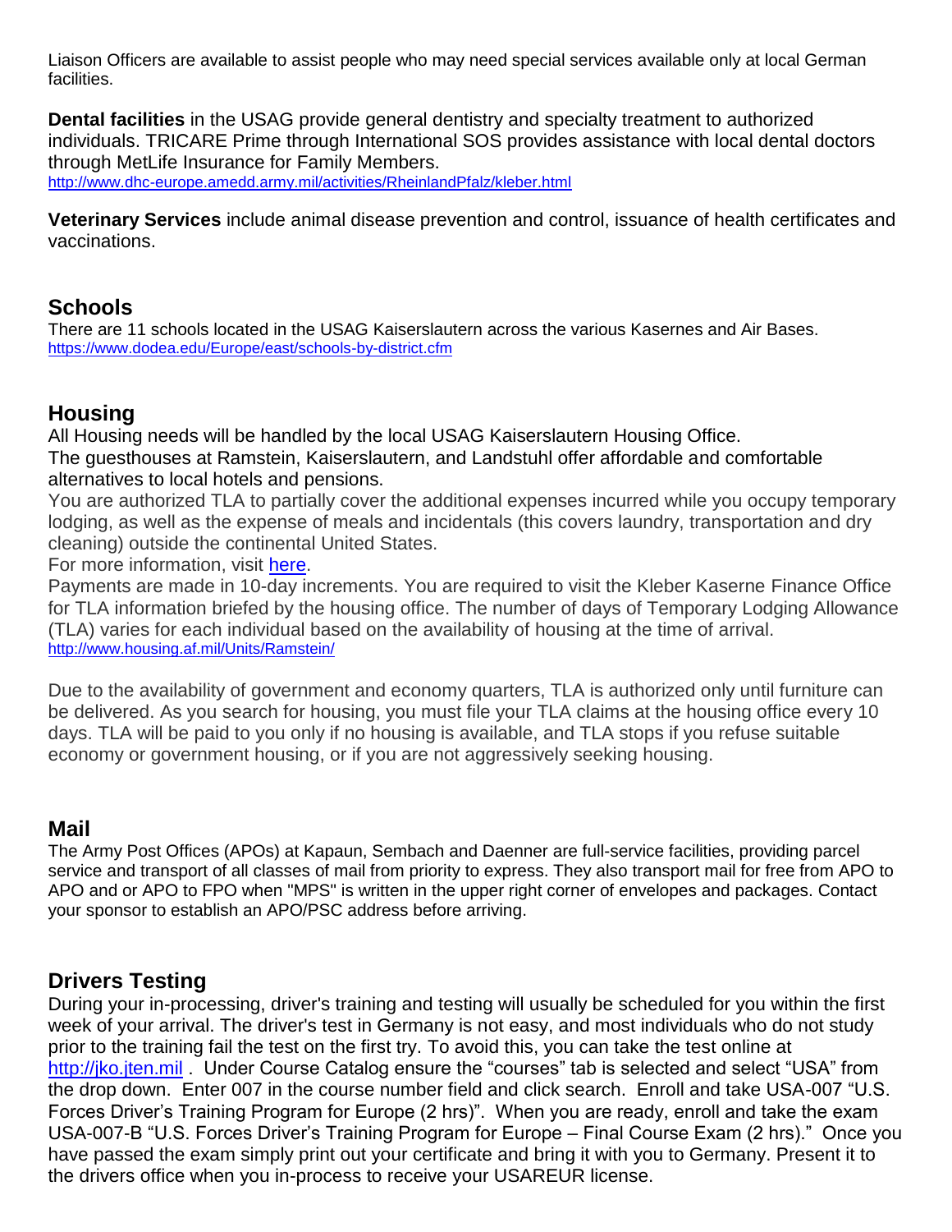Liaison Officers are available to assist people who may need special services available only at local German facilities.

**Dental facilities** in the USAG provide general dentistry and specialty treatment to authorized individuals. TRICARE Prime through International SOS provides assistance with local dental doctors through MetLife Insurance for Family Members.
http://www.dhc-europe.amedd.army.mil/activities/RheinlandPfalz/kleber.html

**Veterinary Services** include animal disease prevention and control, issuance of health certificates and vaccinations.

## Schools

There are 11 schools located in the USAG Kaiserslautern across the various Kasernes and Air Bases.
https://www.dodea.edu/Europe/east/schools-by-district.cfm

## Housing

All Housing needs will be handled by the local USAG Kaiserslautern Housing Office.
The guesthouses at Ramstein, Kaiserslautern, and Landstuhl offer affordable and comfortable alternatives to local hotels and pensions.
You are authorized TLA to partially cover the additional expenses incurred while you occupy temporary lodging, as well as the expense of meals and incidentals (this covers laundry, transportation and dry cleaning) outside the continental United States.
For more information, visit here.
Payments are made in 10-day increments. You are required to visit the Kleber Kaserne Finance Office for TLA information briefed by the housing office. The number of days of Temporary Lodging Allowance (TLA) varies for each individual based on the availability of housing at the time of arrival.
http://www.housing.af.mil/Units/Ramstein/

Due to the availability of government and economy quarters, TLA is authorized only until furniture can be delivered. As you search for housing, you must file your TLA claims at the housing office every 10 days. TLA will be paid to you only if no housing is available, and TLA stops if you refuse suitable economy or government housing, or if you are not aggressively seeking housing.

## Mail

The Army Post Offices (APOs) at Kapaun, Sembach and Daenner are full-service facilities, providing parcel service and transport of all classes of mail from priority to express. They also transport mail for free from APO to APO and or APO to FPO when "MPS" is written in the upper right corner of envelopes and packages. Contact your sponsor to establish an APO/PSC address before arriving.

## Drivers Testing

During your in-processing, driver's training and testing will usually be scheduled for you within the first week of your arrival. The driver's test in Germany is not easy, and most individuals who do not study prior to the training fail the test on the first try. To avoid this, you can take the test online at http://jko.jten.mil . Under Course Catalog ensure the “courses” tab is selected and select “USA” from the drop down. Enter 007 in the course number field and click search. Enroll and take USA-007 “U.S. Forces Driver’s Training Program for Europe (2 hrs)”. When you are ready, enroll and take the exam USA-007-B “U.S. Forces Driver’s Training Program for Europe – Final Course Exam (2 hrs).” Once you have passed the exam simply print out your certificate and bring it with you to Germany. Present it to the drivers office when you in-process to receive your USAREUR license.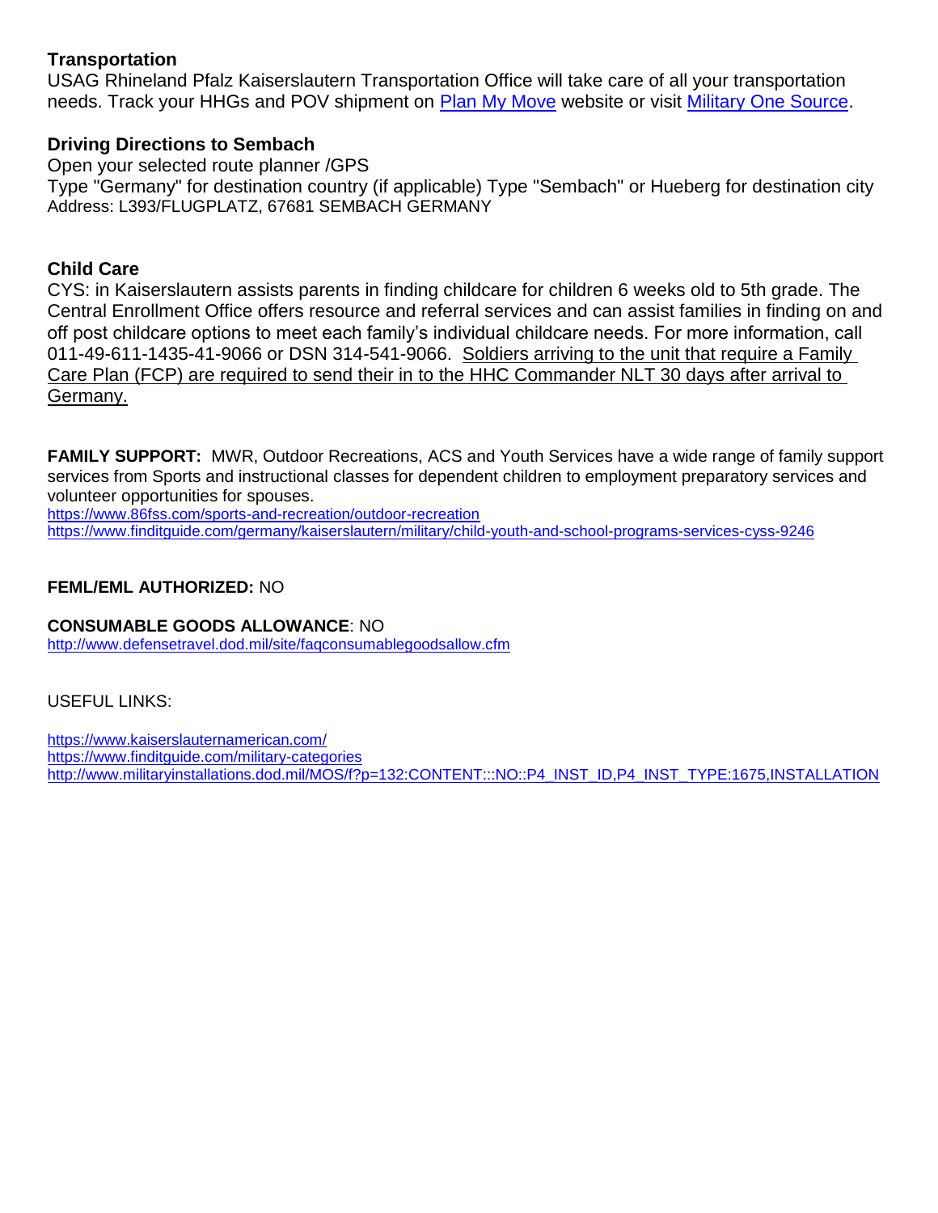**Transportation**

USAG Rhineland Pfalz Kaiserslautern Transportation Office will take care of all your transportation needs. Track your HHGs and POV shipment on Plan My Move website or visit Military One Source.

**Driving Directions to Sembach**

Open your selected route planner /GPS

Type "Germany" for destination country (if applicable) Type "Sembach" or Hueberg for destination city

Address: L393/FLUGPLATZ, 67681 SEMBACH GERMANY

**Child Care**

CYS: in Kaiserslautern assists parents in finding childcare for children 6 weeks old to 5th grade. The Central Enrollment Office offers resource and referral services and can assist families in finding on and off post childcare options to meet each family's individual childcare needs. For more information, call 011-49-611-1435-41-9066 or DSN 314-541-9066. Soldiers arriving to the unit that require a Family Care Plan (FCP) are required to send their in to the HHC Commander NLT 30 days after arrival to Germany.

**FAMILY SUPPORT:** MWR, Outdoor Recreations, ACS and Youth Services have a wide range of family support services from Sports and instructional classes for dependent children to employment preparatory services and volunteer opportunities for spouses.

https://www.86fss.com/sports-and-recreation/outdoor-recreation
https://www.finditguide.com/germany/kaiserslautern/military/child-youth-and-school-programs-services-cyss-9246

**FEML/EML AUTHORIZED:** NO

**CONSUMABLE GOODS ALLOWANCE**: NO

http://www.defensetravel.dod.mil/site/faqconsumablegoodsallow.cfm

USEFUL LINKS:

https://www.kaiserslauternamerican.com/
https://www.finditguide.com/military-categories
http://www.militaryinstallations.dod.mil/MOS/f?p=132:CONTENT:::NO::P4_INST_ID,P4_INST_TYPE:1675,INSTALLATION